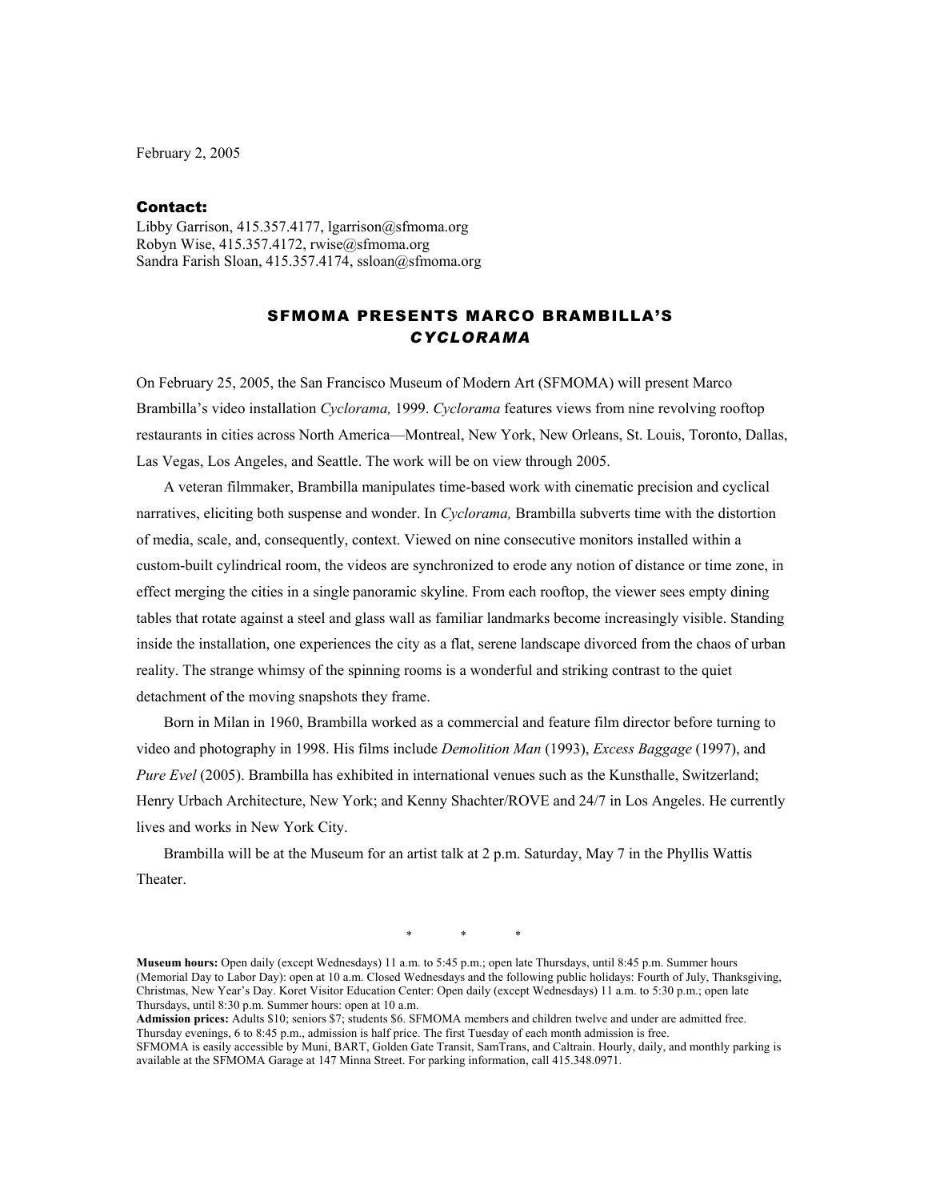February 2, 2005

**Contact:**
Libby Garrison, 415.357.4177, lgarrison@sfmoma.org
Robyn Wise, 415.357.4172, rwise@sfmoma.org
Sandra Farish Sloan, 415.357.4174, ssloan@sfmoma.org

# SFMOMA PRESENTS MARCO BRAMBILLA'S *CYCLORAMA*

On February 25, 2005, the San Francisco Museum of Modern Art (SFMOMA) will present Marco Brambilla's video installation *Cyclorama,* 1999. *Cyclorama* features views from nine revolving rooftop restaurants in cities across North America—Montreal, New York, New Orleans, St. Louis, Toronto, Dallas, Las Vegas, Los Angeles, and Seattle. The work will be on view through 2005.

A veteran filmmaker, Brambilla manipulates time-based work with cinematic precision and cyclical narratives, eliciting both suspense and wonder. In *Cyclorama,* Brambilla subverts time with the distortion of media, scale, and, consequently, context. Viewed on nine consecutive monitors installed within a custom-built cylindrical room, the videos are synchronized to erode any notion of distance or time zone, in effect merging the cities in a single panoramic skyline. From each rooftop, the viewer sees empty dining tables that rotate against a steel and glass wall as familiar landmarks become increasingly visible. Standing inside the installation, one experiences the city as a flat, serene landscape divorced from the chaos of urban reality. The strange whimsy of the spinning rooms is a wonderful and striking contrast to the quiet detachment of the moving snapshots they frame.

Born in Milan in 1960, Brambilla worked as a commercial and feature film director before turning to video and photography in 1998. His films include *Demolition Man* (1993), *Excess Baggage* (1997), and *Pure Evel* (2005). Brambilla has exhibited in international venues such as the Kunsthalle, Switzerland; Henry Urbach Architecture, New York; and Kenny Shachter/ROVE and 24/7 in Los Angeles. He currently lives and works in New York City.

Brambilla will be at the Museum for an artist talk at 2 p.m. Saturday, May 7 in the Phyllis Wattis Theater.

\* \* \*

**Museum hours:** Open daily (except Wednesdays) 11 a.m. to 5:45 p.m.; open late Thursdays, until 8:45 p.m. Summer hours (Memorial Day to Labor Day): open at 10 a.m. Closed Wednesdays and the following public holidays: Fourth of July, Thanksgiving, Christmas, New Year's Day. Koret Visitor Education Center: Open daily (except Wednesdays) 11 a.m. to 5:30 p.m.; open late Thursdays, until 8:30 p.m. Summer hours: open at 10 a.m.
**Admission prices:** Adults $10; seniors $7; students $6. SFMOMA members and children twelve and under are admitted free. Thursday evenings, 6 to 8:45 p.m., admission is half price. The first Tuesday of each month admission is free.
SFMOMA is easily accessible by Muni, BART, Golden Gate Transit, SamTrans, and Caltrain. Hourly, daily, and monthly parking is available at the SFMOMA Garage at 147 Minna Street. For parking information, call 415.348.0971.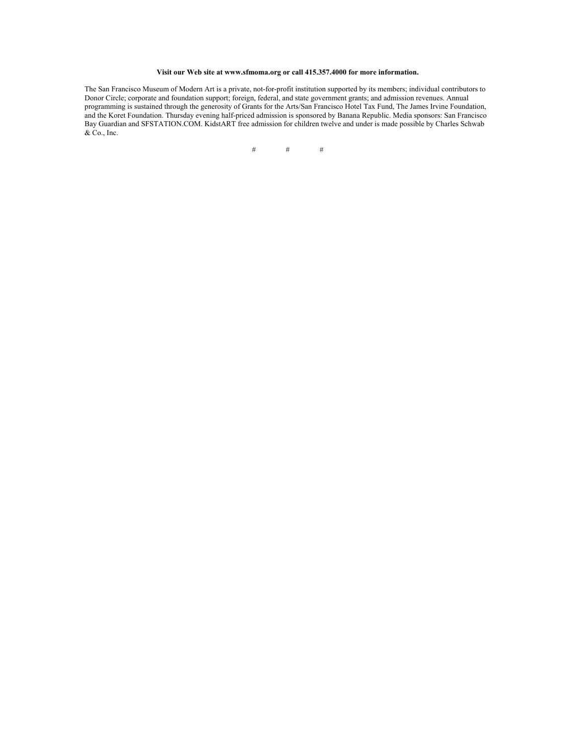**Visit our Web site at www.sfmoma.org or call 415.357.4000 for more information.**

The San Francisco Museum of Modern Art is a private, not-for-profit institution supported by its members; individual contributors to Donor Circle; corporate and foundation support; foreign, federal, and state government grants; and admission revenues. Annual programming is sustained through the generosity of Grants for the Arts/San Francisco Hotel Tax Fund, The James Irvine Foundation, and the Koret Foundation. Thursday evening half-priced admission is sponsored by Banana Republic. Media sponsors: San Francisco Bay Guardian and SFSTATION.COM. KidstART free admission for children twelve and under is made possible by Charles Schwab & Co., Inc.

# # #